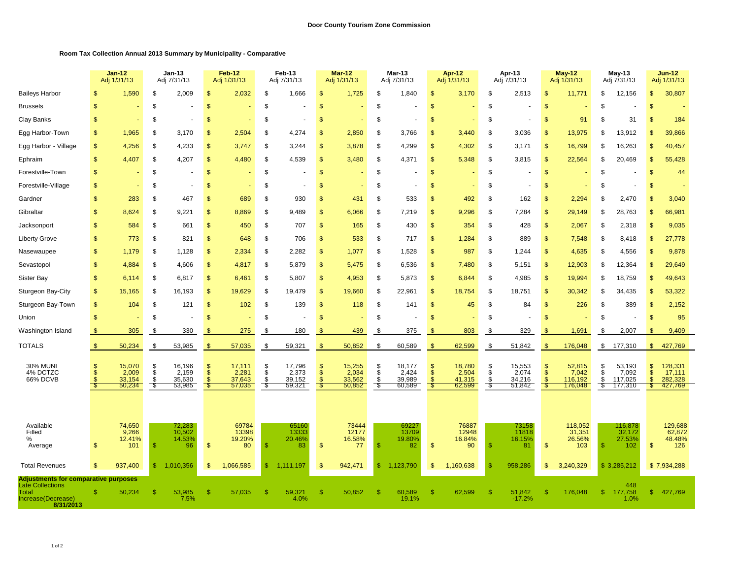## Door County Tourism Zone Commission

### Room Tax Collection Annual 2013 Summary by Municipality - Comparative

| | Jan-12 Adj 1/31/13 | Jan-13 Adj 7/31/13 | Feb-12 Adj 1/31/13 | Feb-13 Adj 7/31/13 | Mar-12 Adj 1/31/13 | Mar-13 Adj 7/31/13 | Apr-12 Adj 1/31/13 | Apr-13 Adj 7/31/13 | May-12 Adj 1/31/13 | May-13 Adj 7/31/13 | Jun-12 Adj 1/31/13 |
|---|---|---|---|---|---|---|---|---|---|---|---|
| Baileys Harbor | $ 1,590 | $ 2,009 | $ 2,032 | $ 1,666 | $ 1,725 | $ 1,840 | $ 3,170 | $ 2,513 | $ 11,771 | $ 12,156 | $ 30,807 |
| Brussels | $ - | $ - | $ - | $ - | $ - | $ - | $ - | $ - | $ - | $ - | $ - |
| Clay Banks | $ - | $ - | $ - | $ - | $ - | $ - | $ - | $ - | $ 91 | $ 31 | $ 184 |
| Egg Harbor-Town | $ 1,965 | $ 3,170 | $ 2,504 | $ 4,274 | $ 2,850 | $ 3,766 | $ 3,440 | $ 3,036 | $ 13,975 | $ 13,912 | $ 39,866 |
| Egg Harbor - Village | $ 4,256 | $ 4,233 | $ 3,747 | $ 3,244 | $ 3,878 | $ 4,299 | $ 4,302 | $ 3,171 | $ 16,799 | $ 16,263 | $ 40,457 |
| Ephraim | $ 4,407 | $ 4,207 | $ 4,480 | $ 4,539 | $ 3,480 | $ 4,371 | $ 5,348 | $ 3,815 | $ 22,564 | $ 20,469 | $ 55,428 |
| Forestville-Town | $ - | $ - | $ - | $ - | $ - | $ - | $ - | $ - | $ - | $ - | $ 44 |
| Forestville-Village | $ - | $ - | $ - | $ - | $ - | $ - | $ - | $ - | $ - | $ - | $ - |
| Gardner | $ 283 | $ 467 | $ 689 | $ 930 | $ 431 | $ 533 | $ 492 | $ 162 | $ 2,294 | $ 2,470 | $ 3,040 |
| Gibraltar | $ 8,624 | $ 9,221 | $ 8,869 | $ 9,489 | $ 6,066 | $ 7,219 | $ 9,296 | $ 7,284 | $ 29,149 | $ 28,763 | $ 66,981 |
| Jacksonport | $ 584 | $ 661 | $ 450 | $ 707 | $ 165 | $ 430 | $ 354 | $ 428 | $ 2,067 | $ 2,318 | $ 9,035 |
| Liberty Grove | $ 773 | $ 821 | $ 648 | $ 706 | $ 533 | $ 717 | $ 1,284 | $ 889 | $ 7,548 | $ 8,418 | $ 27,778 |
| Nasewaupee | $ 1,179 | $ 1,128 | $ 2,334 | $ 2,282 | $ 1,077 | $ 1,528 | $ 987 | $ 1,244 | $ 4,635 | $ 4,556 | $ 9,878 |
| Sevastopol | $ 4,884 | $ 4,606 | $ 4,817 | $ 5,879 | $ 5,475 | $ 6,536 | $ 7,480 | $ 5,151 | $ 12,903 | $ 12,364 | $ 29,649 |
| Sister Bay | $ 6,114 | $ 6,817 | $ 6,461 | $ 5,807 | $ 4,953 | $ 5,873 | $ 6,844 | $ 4,985 | $ 19,994 | $ 18,759 | $ 49,643 |
| Sturgeon Bay-City | $ 15,165 | $ 16,193 | $ 19,629 | $ 19,479 | $ 19,660 | $ 22,961 | $ 18,754 | $ 18,751 | $ 30,342 | $ 34,435 | $ 53,322 |
| Sturgeon Bay-Town | $ 104 | $ 121 | $ 102 | $ 139 | $ 118 | $ 141 | $ 45 | $ 84 | $ 226 | $ 389 | $ 2,152 |
| Union | $ - | $ - | $ - | $ - | $ - | $ - | $ - | $ - | $ - | $ - | $ 95 |
| Washington Island | $ 305 | $ 330 | $ 275 | $ 180 | $ 439 | $ 375 | $ 803 | $ 329 | $ 1,691 | $ 2,007 | $ 9,409 |
| TOTALS | $ 50,234 | $ 53,985 | $ 57,035 | $ 59,321 | $ 50,852 | $ 60,589 | $ 62,599 | $ 51,842 | $ 176,048 | $ 177,310 | $ 427,769 |
| 30% MUNI | $ 15,070 | $ 16,196 | $ 17,111 | $ 17,796 | $ 15,255 | $ 18,177 | $ 18,780 | $ 15,553 | $ 52,815 | $ 53,193 | $ 128,331 |
| 4% DCTZC | $ 2,009 | $ 2,159 | $ 2,281 | $ 2,373 | $ 2,034 | $ 2,424 | $ 2,504 | $ 2,074 | $ 7,042 | $ 7,092 | $ 17,111 |
| 66% DCVB | $ 33,154 | $ 35,630 | $ 37,643 | $ 39,152 | $ 33,562 | $ 39,989 | $ 41,315 | $ 34,216 | $ 116,192 | $ 117,025 | $ 282,328 |
| | $ 50,234 | $ 53,985 | $ 57,035 | $ 59,321 | $ 50,852 | $ 60,589 | $ 62,599 | $ 51,842 | $ 176,048 | $ 177,310 | $ 427,769 |
| Available | 74,650 | 72,283 | 69784 | 65160 | 73444 | 69227 | 76887 | 73158 | 118,052 | 116,878 | 129,688 |
| Filled | 9,266 | 10,502 | 13398 | 13333 | 12177 | 13709 | 12948 | 11818 | 31,351 | 32,172 | 62,872 |
| % | 12.41% | 14.53% | 19.20% | 20.46% | 16.58% | 19.80% | 16.84% | 16.15% | 26.56% | 27.53% | 48.48% |
| Average | $ 101 | $ 96 | $ 80 | $ 83 | $ 77 | $ 82 | $ 90 | $ 81 | $ 103 | $ 102 | $ 126 |
| Total Revenues | $ 937,400 | $ 1,010,356 | $ 1,066,585 | $ 1,111,197 | $ 942,471 | $ 1,123,790 | $ 1,160,638 | $ 958,286 | $ 3,240,329 | $ 3,285,212 | $ 7,934,288 |
| **Adjustments for comparative purposes** | | | | | | | | | | | |
| Late Collections | | | | | | | | | | 448 | |
| Total | $ 50,234 | $ 53,985 | $ 57,035 | $ 59,321 | $ 50,852 | $ 60,589 | $ 62,599 | $ 51,842 | $ 176,048 | $ 177,758 | $ 427,769 |
| Increase(Decrease) | | 7.5% | | 4.0% | | 19.1% | | -17.2% | | 1.0% | |
| **8/31/2013** | | | | | | | | | | | |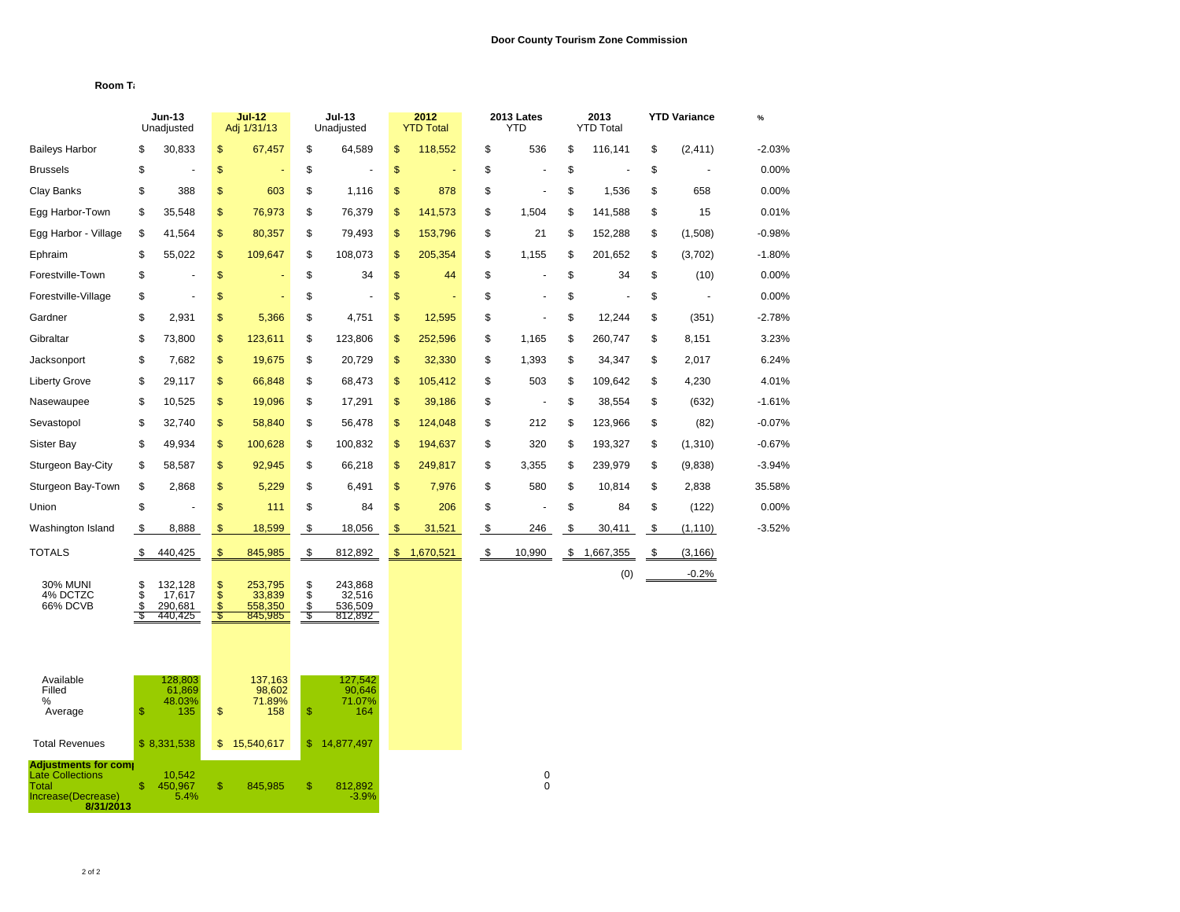**Door County Tourism Zone Commission**

**Room T**

| | Jun-13 Unadjusted | Jul-12 Adj 1/31/13 | Jul-13 Unadjusted | 2012 YTD Total | 2013 Lates YTD | 2013 YTD Total | YTD Variance | % |
|---|---|---|---|---|---|---|---|---|
| Baileys Harbor | $ 30,833 | $ 67,457 | $ 64,589 | $ 118,552 | $ 536 | $ 116,141 | $ (2,411) | -2.03% |
| Brussels | $ - | $ - | $ - | $ - | $ - | $ - | $ - | 0.00% |
| Clay Banks | $ 388 | $ 603 | $ 1,116 | $ 878 | $ - | $ 1,536 | $ 658 | 0.00% |
| Egg Harbor-Town | $ 35,548 | $ 76,973 | $ 76,379 | $ 141,573 | $ 1,504 | $ 141,588 | $ 15 | 0.01% |
| Egg Harbor - Village | $ 41,564 | $ 80,357 | $ 79,493 | $ 153,796 | $ 21 | $ 152,288 | $ (1,508) | -0.98% |
| Ephraim | $ 55,022 | $ 109,647 | $ 108,073 | $ 205,354 | $ 1,155 | $ 201,652 | $ (3,702) | -1.80% |
| Forestville-Town | $ - | $ - | $ 34 | $ 44 | $ - | $ 34 | $ (10) | 0.00% |
| Forestville-Village | $ - | $ - | $ - | $ - | $ - | $ - | $ - | 0.00% |
| Gardner | $ 2,931 | $ 5,366 | $ 4,751 | $ 12,595 | $ - | $ 12,244 | $ (351) | -2.78% |
| Gibraltar | $ 73,800 | $ 123,611 | $ 123,806 | $ 252,596 | $ 1,165 | $ 260,747 | $ 8,151 | 3.23% |
| Jacksonport | $ 7,682 | $ 19,675 | $ 20,729 | $ 32,330 | $ 1,393 | $ 34,347 | $ 2,017 | 6.24% |
| Liberty Grove | $ 29,117 | $ 66,848 | $ 68,473 | $ 105,412 | $ 503 | $ 109,642 | $ 4,230 | 4.01% |
| Nasewaupee | $ 10,525 | $ 19,096 | $ 17,291 | $ 39,186 | $ - | $ 38,554 | $ (632) | -1.61% |
| Sevastopol | $ 32,740 | $ 58,840 | $ 56,478 | $ 124,048 | $ 212 | $ 123,966 | $ (82) | -0.07% |
| Sister Bay | $ 49,934 | $ 100,628 | $ 100,832 | $ 194,637 | $ 320 | $ 193,327 | $ (1,310) | -0.67% |
| Sturgeon Bay-City | $ 58,587 | $ 92,945 | $ 66,218 | $ 249,817 | $ 3,355 | $ 239,979 | $ (9,838) | -3.94% |
| Sturgeon Bay-Town | $ 2,868 | $ 5,229 | $ 6,491 | $ 7,976 | $ 580 | $ 10,814 | $ 2,838 | 35.58% |
| Union | $ - | $ 111 | $ 84 | $ 206 | $ - | $ 84 | $ (122) | 0.00% |
| Washington Island | $ 8,888 | $ 18,599 | $ 18,056 | $ 31,521 | $ 246 | $ 30,411 | $ (1,110) | -3.52% |
| TOTALS | $ 440,425 | $ 845,985 | $ 812,892 | $ 1,670,521 | $ 10,990 | $ 1,667,355 | $ (3,166) | |
| | | | | | | (0) | -0.2% | |
| 30% MUNI | $ 132,128 | $ 253,795 | $ 243,868 | | | | | |
| 4% DCTZC | $ 17,617 | $ 33,839 | $ 32,516 | | | | | |
| 66% DCVB | $ 290,681 | $ 558,350 | $ 536,509 | | | | | |
| | $ 440,425 | $ 845,985 | $ 812,892 | | | | | |
| Available | 128,803 | 137,163 | 127,542 | | | | | |
| Filled | 61,869 | 98,602 | 90,646 | | | | | |
| % | 48.03% | 71.89% | 71.07% | | | | | |
| Average | $ 135 | $ 158 | $ 164 | | | | | |
| Total Revenues | $ 8,331,538 | $ 15,540,617 | $ 14,877,497 | | | | | |
| **Adjustments for comp** | | | | | | | | |
| Late Collections | 10,542 | | | | 0 | | | |
| Total | $ 450,967 | $ 845,985 | $ 812,892 | | 0 | | | |
| Increase(Decrease) | 5.4% | | -3.9% | | | | | |
| **8/31/2013** | | | | | | | | |